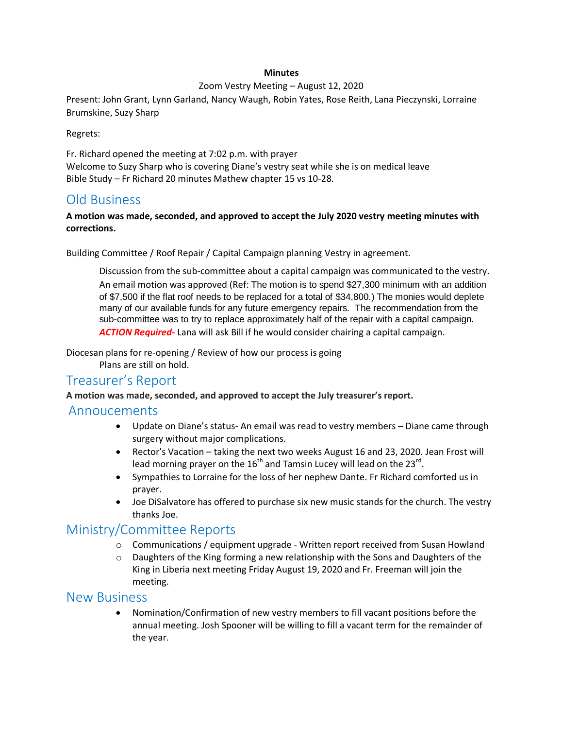**Minutes**

Zoom Vestry Meeting – August 12, 2020

Present: John Grant, Lynn Garland, Nancy Waugh, Robin Yates, Rose Reith, Lana Pieczynski, Lorraine Brumskine, Suzy Sharp

Regrets:

Fr. Richard opened the meeting at 7:02 p.m. with prayer
Welcome to Suzy Sharp who is covering Diane's vestry seat while she is on medical leave
Bible Study – Fr Richard 20 minutes Mathew chapter 15 vs 10-28.

## Old Business

**A motion was made, seconded, and approved to accept the July 2020 vestry meeting minutes with corrections.**

Building Committee / Roof Repair / Capital Campaign planning Vestry in agreement.

> Discussion from the sub-committee about a capital campaign was communicated to the vestry. An email motion was approved (Ref: The motion is to spend $27,300 minimum with an addition of $7,500 if the flat roof needs to be replaced for a total of $34,800.) The monies would deplete many of our available funds for any future emergency repairs. The recommendation from the sub-committee was to try to replace approximately half of the repair with a capital campaign. ***ACTION Required***- Lana will ask Bill if he would consider chairing a capital campaign.

Diocesan plans for re-opening / Review of how our process is going

> Plans are still on hold.

## Treasurer's Report

**A motion was made, seconded, and approved to accept the July treasurer's report.**

## Annoucements

- Update on Diane's status- An email was read to vestry members – Diane came through surgery without major complications.
- Rector's Vacation – taking the next two weeks August 16 and 23, 2020. Jean Frost will lead morning prayer on the 16th and Tamsin Lucey will lead on the 23rd.
- Sympathies to Lorraine for the loss of her nephew Dante. Fr Richard comforted us in prayer.
- Joe DiSalvatore has offered to purchase six new music stands for the church. The vestry thanks Joe.

## Ministry/Committee Reports

- Communications / equipment upgrade - Written report received from Susan Howland
- Daughters of the King forming a new relationship with the Sons and Daughters of the King in Liberia next meeting Friday August 19, 2020 and Fr. Freeman will join the meeting.

## New Business

- Nomination/Confirmation of new vestry members to fill vacant positions before the annual meeting. Josh Spooner will be willing to fill a vacant term for the remainder of the year.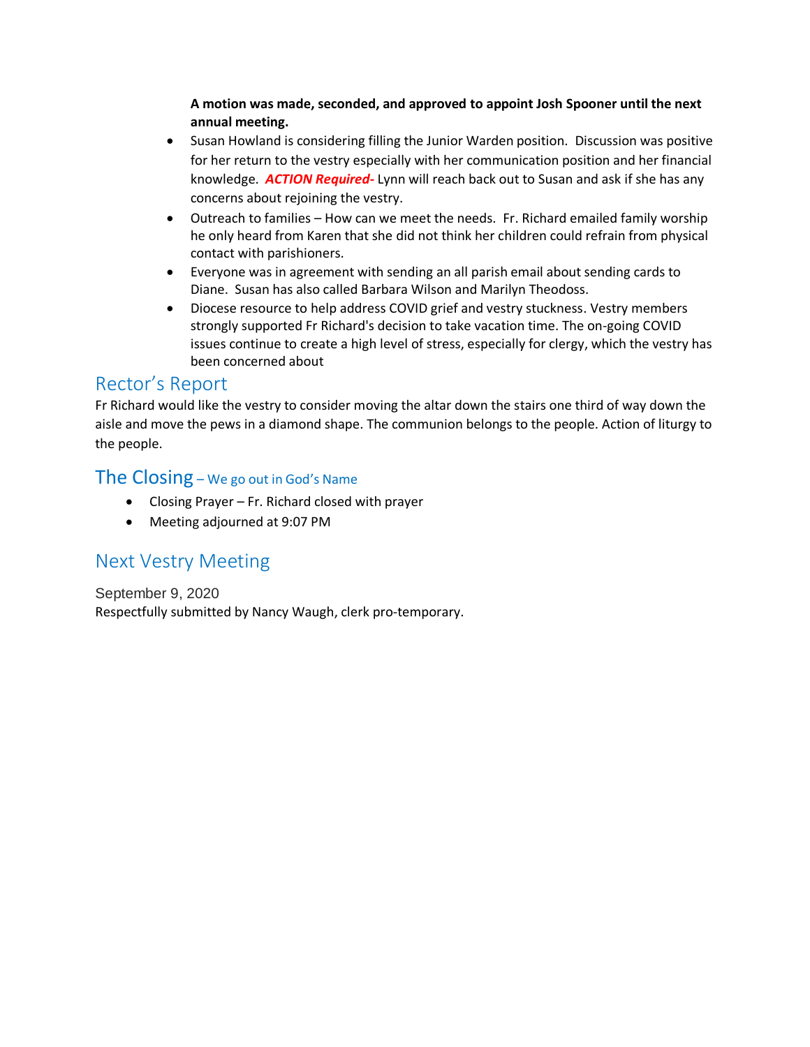**A motion was made, seconded, and approved to appoint Josh Spooner until the next annual meeting.**

- Susan Howland is considering filling the Junior Warden position. Discussion was positive for her return to the vestry especially with her communication position and her financial knowledge. ***ACTION Required-*** Lynn will reach back out to Susan and ask if she has any concerns about rejoining the vestry.
- Outreach to families – How can we meet the needs. Fr. Richard emailed family worship he only heard from Karen that she did not think her children could refrain from physical contact with parishioners.
- Everyone was in agreement with sending an all parish email about sending cards to Diane. Susan has also called Barbara Wilson and Marilyn Theodoss.
- Diocese resource to help address COVID grief and vestry stuckness. Vestry members strongly supported Fr Richard's decision to take vacation time. The on-going COVID issues continue to create a high level of stress, especially for clergy, which the vestry has been concerned about

## Rector's Report

Fr Richard would like the vestry to consider moving the altar down the stairs one third of way down the aisle and move the pews in a diamond shape. The communion belongs to the people. Action of liturgy to the people.

## The Closing – We go out in God's Name

- Closing Prayer – Fr. Richard closed with prayer
- Meeting adjourned at 9:07 PM

## Next Vestry Meeting

September 9, 2020

Respectfully submitted by Nancy Waugh, clerk pro-temporary.